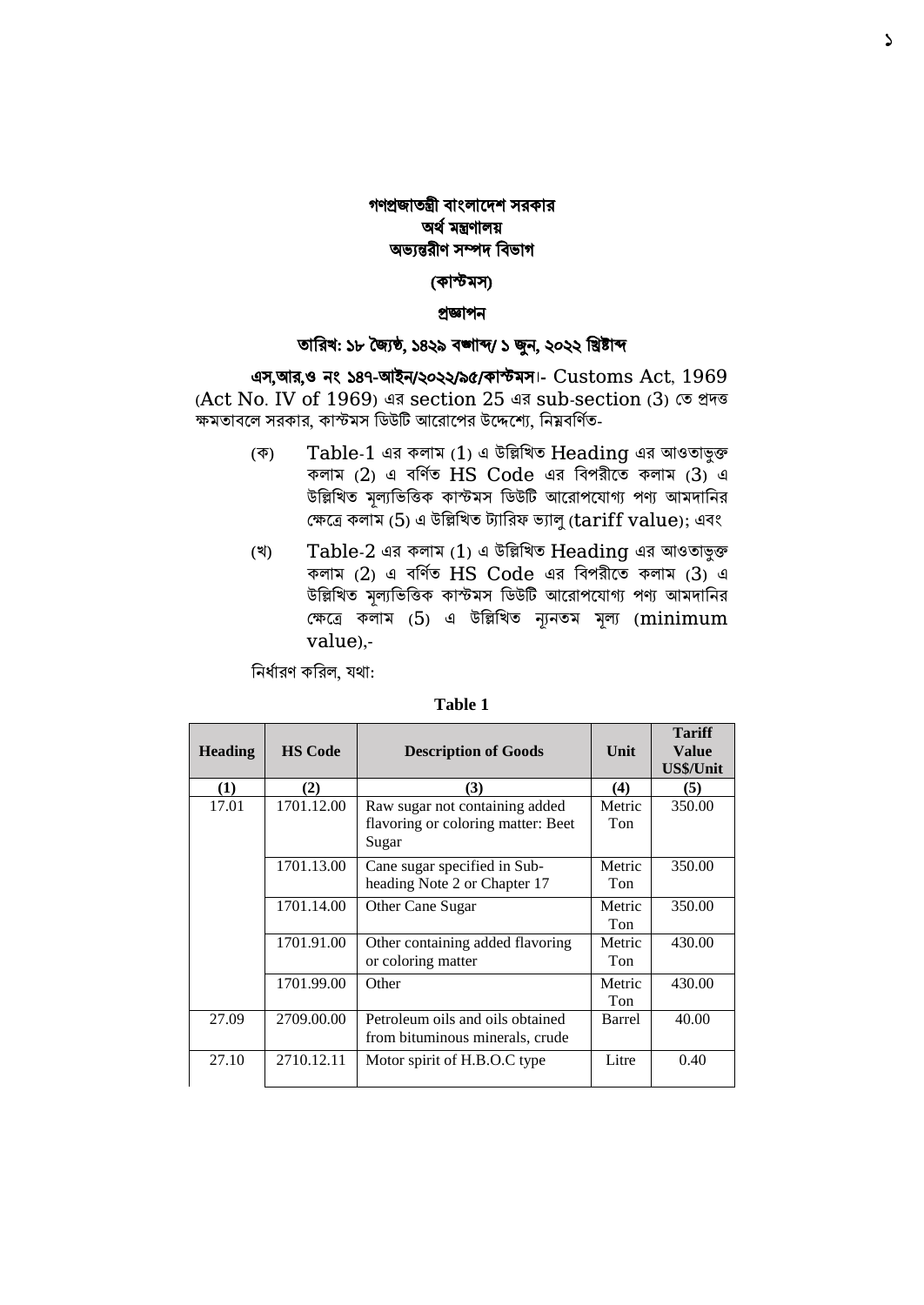# গণপ্রজাতন্ত্রী বাংলাদেশ সরকার
## অর্থ মন্ত্রণালয়
## অভ্যন্তরীণ সম্পদ বিভাগ

**(কাস্টমস)**

**প্রজ্ঞাপন**

**তারিখ: ১৮ জ্যৈষ্ঠ, ১৪২৯ বঙ্গাব্দ/ ১ জুন, ২০২২ খ্রিষ্টাব্দ**

**এস,আর,ও নং ১৪৭-আইন/২০২২/৯৫/কাস্টমস।**- Customs Act, 1969 (Act No. IV of 1969) এর section 25 এর sub-section (3) তে প্রদত্ত ক্ষমতাবলে সরকার, কাস্টমস ডিউটি আরোপের উদ্দেশ্যে, নিম্নবর্ণিত-

(ক) Table-1 এর কলাম (1) এ উল্লিখিত Heading এর আওতাভুক্ত কলাম (2) এ বর্ণিত HS Code এর বিপরীতে কলাম (3) এ উল্লিখিত মূল্যভিত্তিক কাস্টমস ডিউটি আরোপযোগ্য পণ্য আমদানির ক্ষেত্রে কলাম (5) এ উল্লিখিত ট্যারিফ ভ্যালু (tariff value); এবং

(খ) Table-2 এর কলাম (1) এ উল্লিখিত Heading এর আওতাভুক্ত কলাম (2) এ বর্ণিত HS Code এর বিপরীতে কলাম (3) এ উল্লিখিত মূল্যভিত্তিক কাস্টমস ডিউটি আরোপযোগ্য পণ্য আমদানির ক্ষেত্রে কলাম (5) এ উল্লিখিত ন্যূনতম মূল্য (minimum value),-

নির্ধারণ করিল, যথা:

**Table 1**

| Heading | HS Code | Description of Goods | Unit | Tariff Value US$/Unit |
|---|---|---|---|---|
| (1) | (2) | (3) | (4) | (5) |
| 17.01 | 1701.12.00 | Raw sugar not containing added flavoring or coloring matter: Beet Sugar | Metric Ton | 350.00 |
| | 1701.13.00 | Cane sugar specified in Sub-heading Note 2 or Chapter 17 | Metric Ton | 350.00 |
| | 1701.14.00 | Other Cane Sugar | Metric Ton | 350.00 |
| | 1701.91.00 | Other containing added flavoring or coloring matter | Metric Ton | 430.00 |
| | 1701.99.00 | Other | Metric Ton | 430.00 |
| 27.09 | 2709.00.00 | Petroleum oils and oils obtained from bituminous minerals, crude | Barrel | 40.00 |
| 27.10 | 2710.12.11 | Motor spirit of H.B.O.C type | Litre | 0.40 |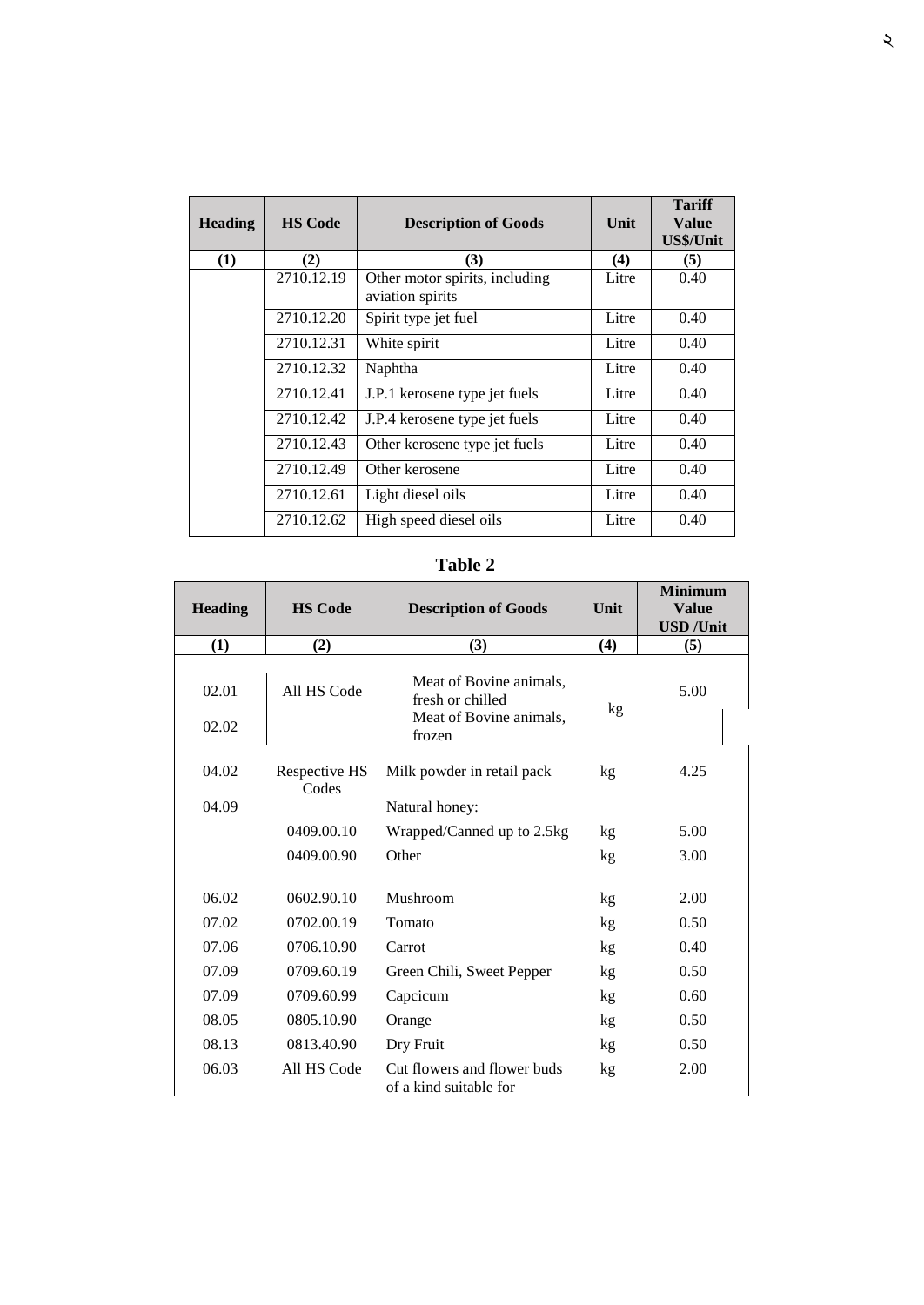| Heading | HS Code | Description of Goods | Unit | Tariff Value US$/Unit |
|---|---|---|---|---|
| (1) | (2) | (3) | (4) | (5) |
| | 2710.12.19 | Other motor spirits, including aviation spirits | Litre | 0.40 |
| | 2710.12.20 | Spirit type jet fuel | Litre | 0.40 |
| | 2710.12.31 | White spirit | Litre | 0.40 |
| | 2710.12.32 | Naphtha | Litre | 0.40 |
| | 2710.12.41 | J.P.1 kerosene type jet fuels | Litre | 0.40 |
| | 2710.12.42 | J.P.4 kerosene type jet fuels | Litre | 0.40 |
| | 2710.12.43 | Other kerosene type jet fuels | Litre | 0.40 |
| | 2710.12.49 | Other kerosene | Litre | 0.40 |
| | 2710.12.61 | Light diesel oils | Litre | 0.40 |
| | 2710.12.62 | High speed diesel oils | Litre | 0.40 |

## Table 2

| Heading | HS Code | Description of Goods | Unit | Minimum Value USD /Unit |
|---|---|---|---|---|
| (1) | (2) | (3) | (4) | (5) |
| 02.01 | All HS Code | Meat of Bovine animals, fresh or chilled | kg | 5.00 |
| 02.02 | | Meat of Bovine animals, frozen | | |
| 04.02 | Respective HS Codes | Milk powder in retail pack | kg | 4.25 |
| 04.09 | | Natural honey: | | |
| | 0409.00.10 | Wrapped/Canned up to 2.5kg | kg | 5.00 |
| | 0409.00.90 | Other | kg | 3.00 |
| 06.02 | 0602.90.10 | Mushroom | kg | 2.00 |
| 07.02 | 0702.00.19 | Tomato | kg | 0.50 |
| 07.06 | 0706.10.90 | Carrot | kg | 0.40 |
| 07.09 | 0709.60.19 | Green Chili, Sweet Pepper | kg | 0.50 |
| 07.09 | 0709.60.99 | Capcicum | kg | 0.60 |
| 08.05 | 0805.10.90 | Orange | kg | 0.50 |
| 08.13 | 0813.40.90 | Dry Fruit | kg | 0.50 |
| 06.03 | All HS Code | Cut flowers and flower buds of a kind suitable for | kg | 2.00 |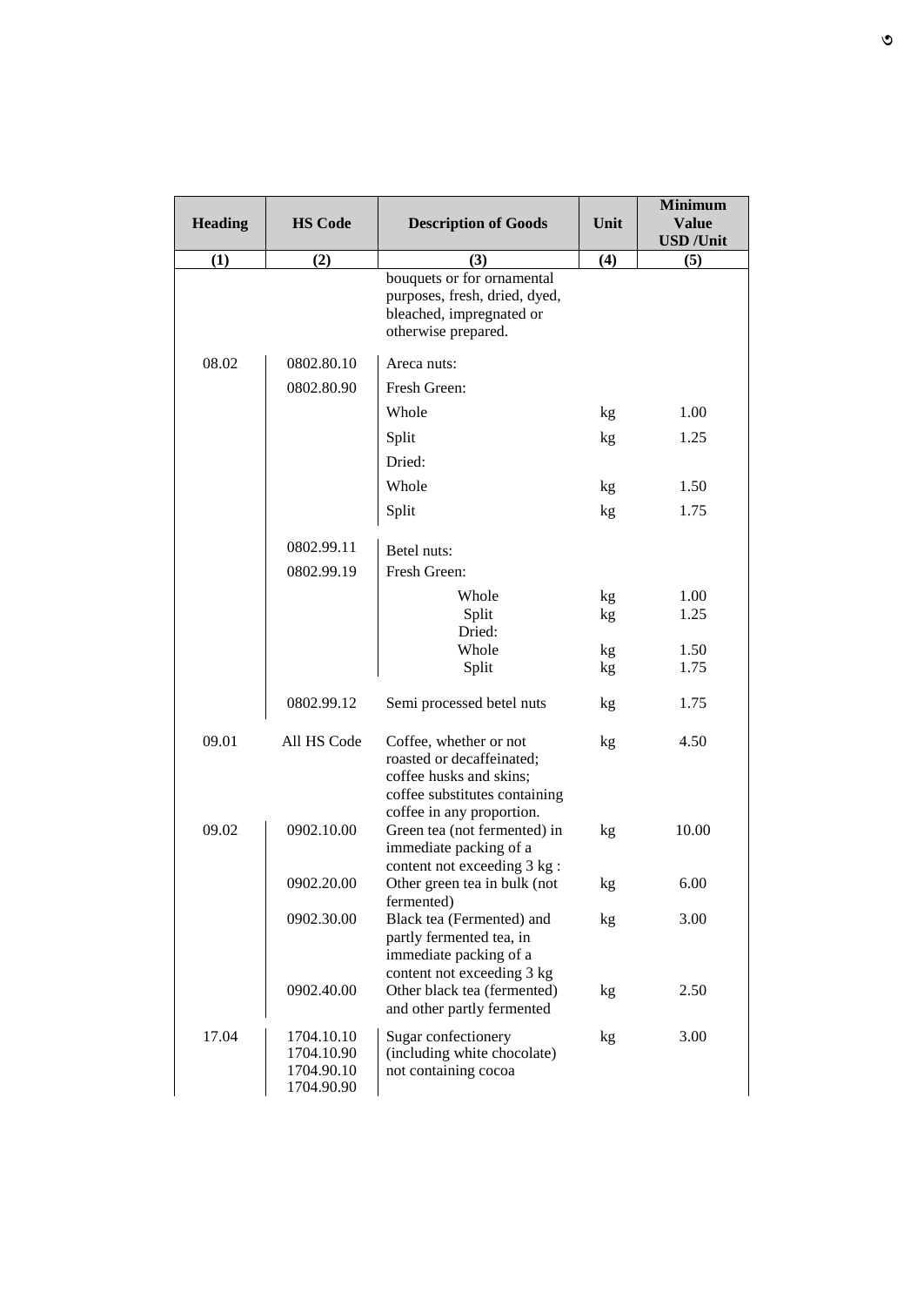| Heading | HS Code | Description of Goods | Unit | Minimum Value USD /Unit |
|---|---|---|---|---|
| (1) | (2) | (3) | (4) | (5) |
| | | bouquets or for ornamental purposes, fresh, dried, dyed, bleached, impregnated or otherwise prepared. | | |
| 08.02 | 0802.80.10 | Areca nuts: | | |
| | 0802.80.90 | Fresh Green: | | |
| | | Whole | kg | 1.00 |
| | | Split | kg | 1.25 |
| | | Dried: | | |
| | | Whole | kg | 1.50 |
| | | Split | kg | 1.75 |
| | 0802.99.11 | Betel nuts: | | |
| | 0802.99.19 | Fresh Green: | | |
| | | Whole | kg | 1.00 |
| | | Split | kg | 1.25 |
| | | Dried: | | |
| | | Whole | kg | 1.50 |
| | | Split | kg | 1.75 |
| | 0802.99.12 | Semi processed betel nuts | kg | 1.75 |
| 09.01 | All HS Code | Coffee, whether or not roasted or decaffeinated; coffee husks and skins; coffee substitutes containing coffee in any proportion. | kg | 4.50 |
| 09.02 | 0902.10.00 | Green tea (not fermented) in immediate packing of a content not exceeding 3 kg : | kg | 10.00 |
| | 0902.20.00 | Other green tea in bulk (not fermented) | kg | 6.00 |
| | 0902.30.00 | Black tea (Fermented) and partly fermented tea, in immediate packing of a content not exceeding 3 kg | kg | 3.00 |
| | 0902.40.00 | Other black tea (fermented) and other partly fermented | kg | 2.50 |
| 17.04 | 1704.10.10<br>1704.10.90<br>1704.90.10<br>1704.90.90 | Sugar confectionery (including white chocolate) not containing cocoa | kg | 3.00 |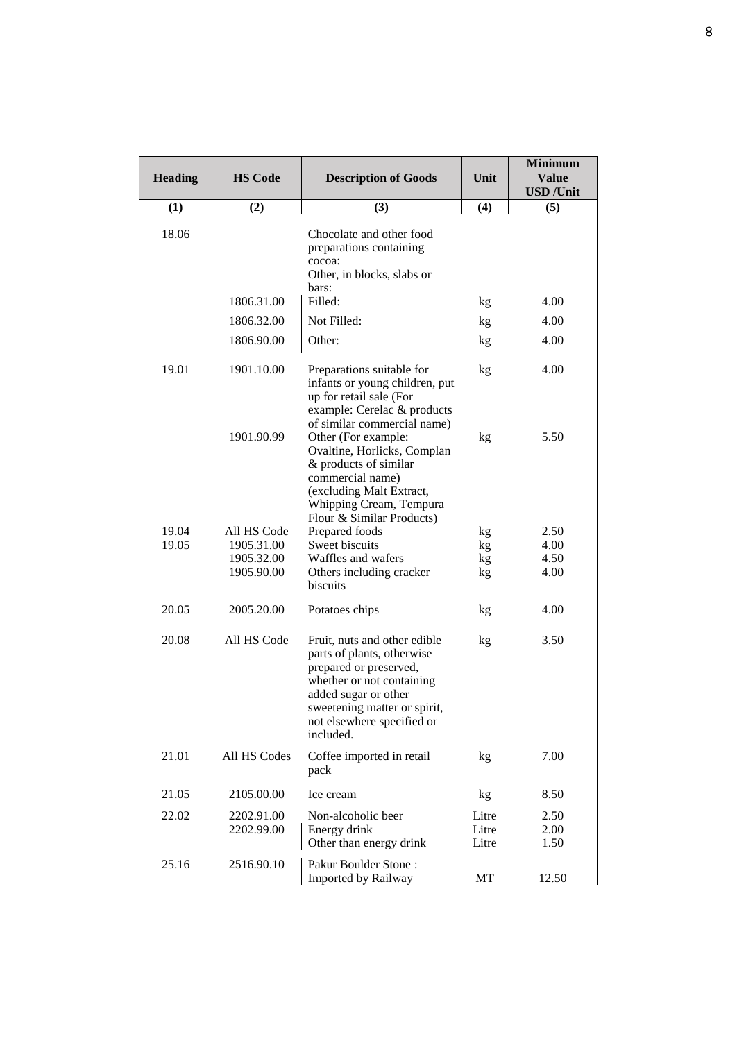| Heading | HS Code | Description of Goods | Unit | Minimum Value USD /Unit |
|---|---|---|---|---|
| (1) | (2) | (3) | (4) | (5) |
| 18.06 | | Chocolate and other food preparations containing cocoa: Other, in blocks, slabs or bars: | | |
| | 1806.31.00 | Filled: | kg | 4.00 |
| | 1806.32.00 | Not Filled: | kg | 4.00 |
| | 1806.90.00 | Other: | kg | 4.00 |
| 19.01 | 1901.10.00 | Preparations suitable for infants or young children, put up for retail sale (For example: Cerelac & products of similar commercial name) | kg | 4.00 |
| | 1901.90.99 | Other (For example: Ovaltine, Horlicks, Complan & products of similar commercial name) (excluding Malt Extract, Whipping Cream, Tempura Flour & Similar Products) | kg | 5.50 |
| 19.04 | All HS Code | Prepared foods | kg | 2.50 |
| 19.05 | 1905.31.00 | Sweet biscuits | kg | 4.00 |
| | 1905.32.00 | Waffles and wafers | kg | 4.50 |
| | 1905.90.00 | Others including cracker biscuits | kg | 4.00 |
| 20.05 | 2005.20.00 | Potatoes chips | kg | 4.00 |
| 20.08 | All HS Code | Fruit, nuts and other edible parts of plants, otherwise prepared or preserved, whether or not containing added sugar or other sweetening matter or spirit, not elsewhere specified or included. | kg | 3.50 |
| 21.01 | All HS Codes | Coffee imported in retail pack | kg | 7.00 |
| 21.05 | 2105.00.00 | Ice cream | kg | 8.50 |
| 22.02 | 2202.91.00 | Non-alcoholic beer | Litre | 2.50 |
| | 2202.99.00 | Energy drink | Litre | 2.00 |
| | | Other than energy drink | Litre | 1.50 |
| 25.16 | 2516.90.10 | Pakur Boulder Stone : Imported by Railway | MT | 12.50 |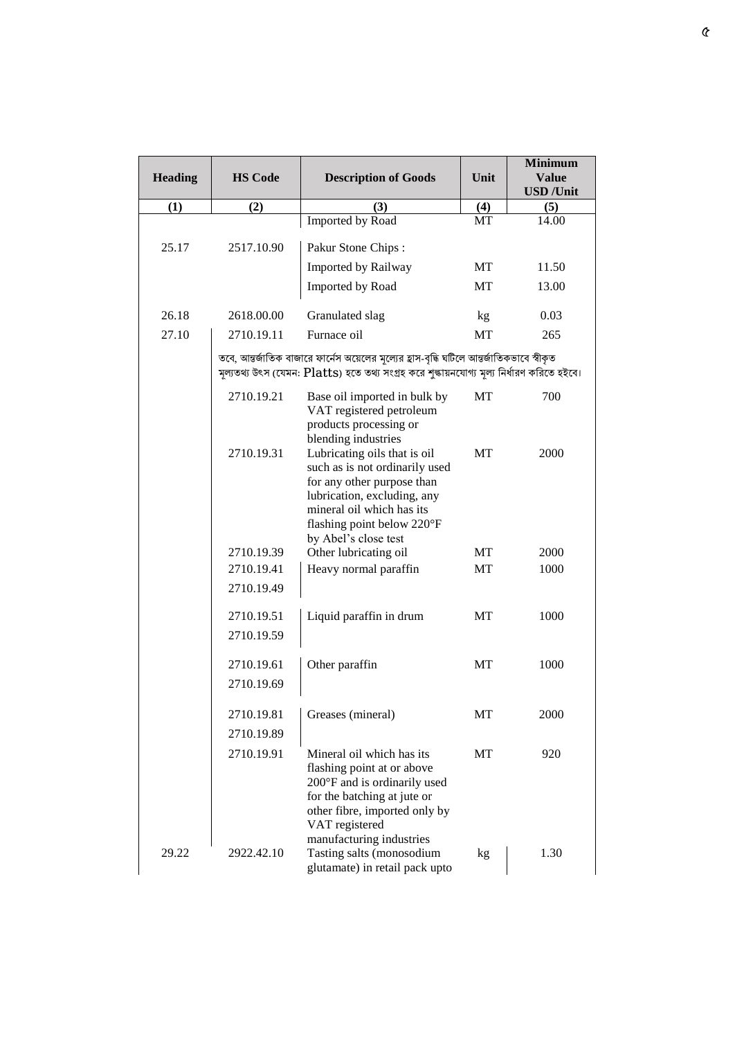| Heading | HS Code | Description of Goods | Unit | Minimum Value USD /Unit |
|---|---|---|---|---|
| (1) | (2) | (3) | (4) | (5) |
| | | Imported by Road | MT | 14.00 |
| 25.17 | 2517.10.90 | Pakur Stone Chips : | | |
| | | Imported by Railway | MT | 11.50 |
| | | Imported by Road | MT | 13.00 |
| 26.18 | 2618.00.00 | Granulated slag | kg | 0.03 |
| 27.10 | 2710.19.11 | Furnace oil | MT | 265 |
| | তবে, আন্তর্জাতিক বাজারে ফার্নেস অয়েলের মূল্যের হ্রাস-বৃদ্ধি ঘটিলে আন্তর্জাতিকভাবে স্বীকৃত মূল্যতথ্য উৎস (যেমন: Platts) হতে তথ্য সংগ্রহ করে শুল্কায়নযোগ্য মূল্য নির্ধারণ করিতে হইবে। | | | |
| | 2710.19.21 | Base oil imported in bulk by VAT registered petroleum products processing or blending industries | MT | 700 |
| | 2710.19.31 | Lubricating oils that is oil such as is not ordinarily used for any other purpose than lubrication, excluding, any mineral oil which has its flashing point below 220°F by Abel's close test | MT | 2000 |
| | 2710.19.39 | Other lubricating oil | MT | 2000 |
| | 2710.19.41<br>2710.19.49 | Heavy normal paraffin | MT | 1000 |
| | 2710.19.51<br>2710.19.59 | Liquid paraffin in drum | MT | 1000 |
| | 2710.19.61<br>2710.19.69 | Other paraffin | MT | 1000 |
| | 2710.19.81<br>2710.19.89 | Greases (mineral) | MT | 2000 |
| | 2710.19.91 | Mineral oil which has its flashing point at or above 200°F and is ordinarily used for the batching at jute or other fibre, imported only by VAT registered manufacturing industries | MT | 920 |
| 29.22 | 2922.42.10 | Tasting salts (monosodium glutamate) in retail pack upto | kg | 1.30 |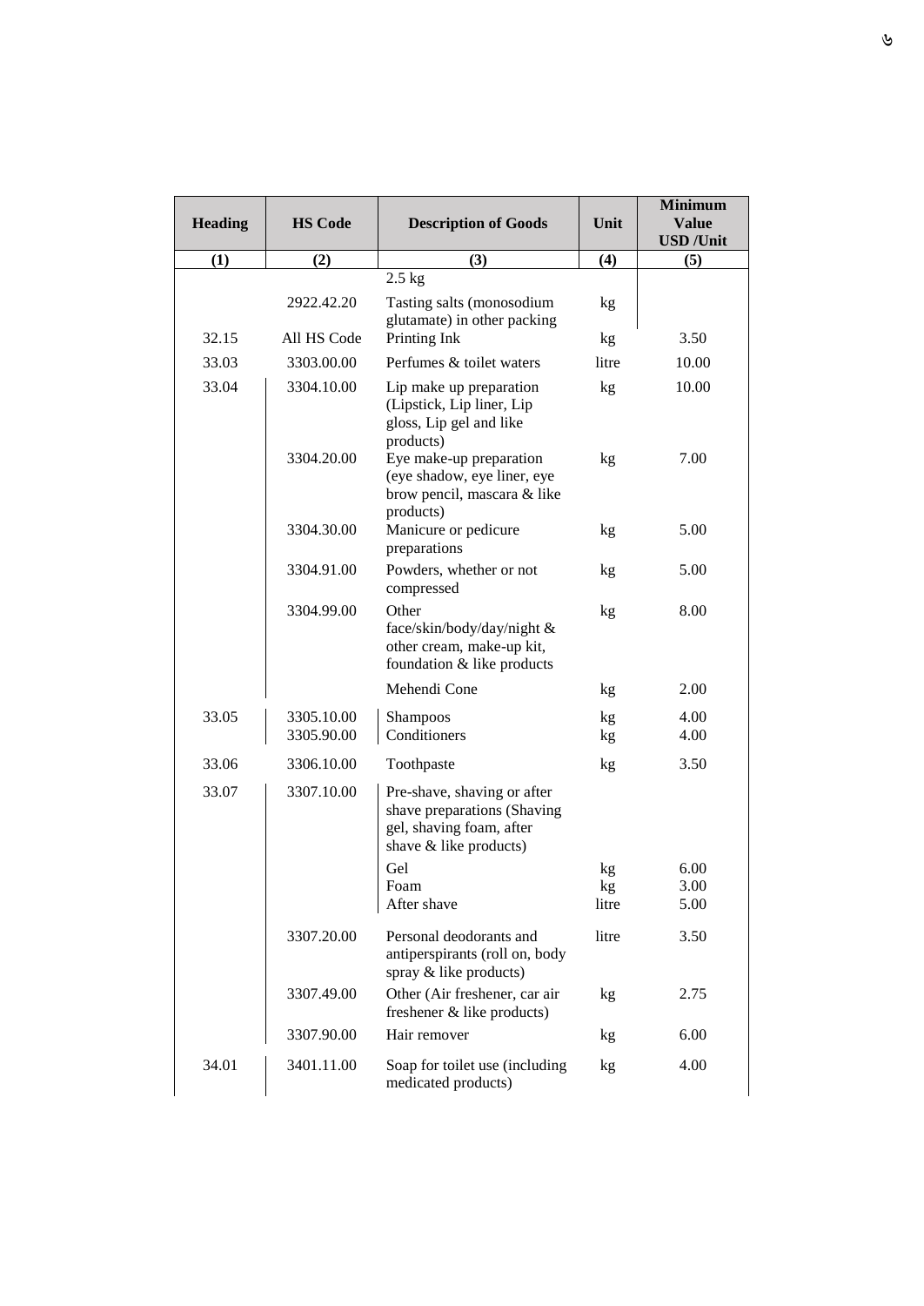| Heading | HS Code | Description of Goods | Unit | Minimum Value USD /Unit |
|---|---|---|---|---|
| (1) | (2) | (3) | (4) | (5) |
| | | 2.5 kg | | |
| | 2922.42.20 | Tasting salts (monosodium glutamate) in other packing | kg | |
| 32.15 | All HS Code | Printing Ink | kg | 3.50 |
| 33.03 | 3303.00.00 | Perfumes & toilet waters | litre | 10.00 |
| 33.04 | 3304.10.00 | Lip make up preparation (Lipstick, Lip liner, Lip gloss, Lip gel and like products) | kg | 10.00 |
| | 3304.20.00 | Eye make-up preparation (eye shadow, eye liner, eye brow pencil, mascara & like products) | kg | 7.00 |
| | 3304.30.00 | Manicure or pedicure preparations | kg | 5.00 |
| | 3304.91.00 | Powders, whether or not compressed | kg | 5.00 |
| | 3304.99.00 | Other face/skin/body/day/night & other cream, make-up kit, foundation & like products | kg | 8.00 |
| | | Mehendi Cone | kg | 2.00 |
| 33.05 | 3305.10.00 | Shampoos | kg | 4.00 |
| | 3305.90.00 | Conditioners | kg | 4.00 |
| 33.06 | 3306.10.00 | Toothpaste | kg | 3.50 |
| 33.07 | 3307.10.00 | Pre-shave, shaving or after shave preparations (Shaving gel, shaving foam, after shave & like products) | | |
| | | Gel | kg | 6.00 |
| | | Foam | kg | 3.00 |
| | | After shave | litre | 5.00 |
| | 3307.20.00 | Personal deodorants and antiperspirants (roll on, body spray & like products) | litre | 3.50 |
| | 3307.49.00 | Other (Air freshener, car air freshener & like products) | kg | 2.75 |
| | 3307.90.00 | Hair remover | kg | 6.00 |
| 34.01 | 3401.11.00 | Soap for toilet use (including medicated products) | kg | 4.00 |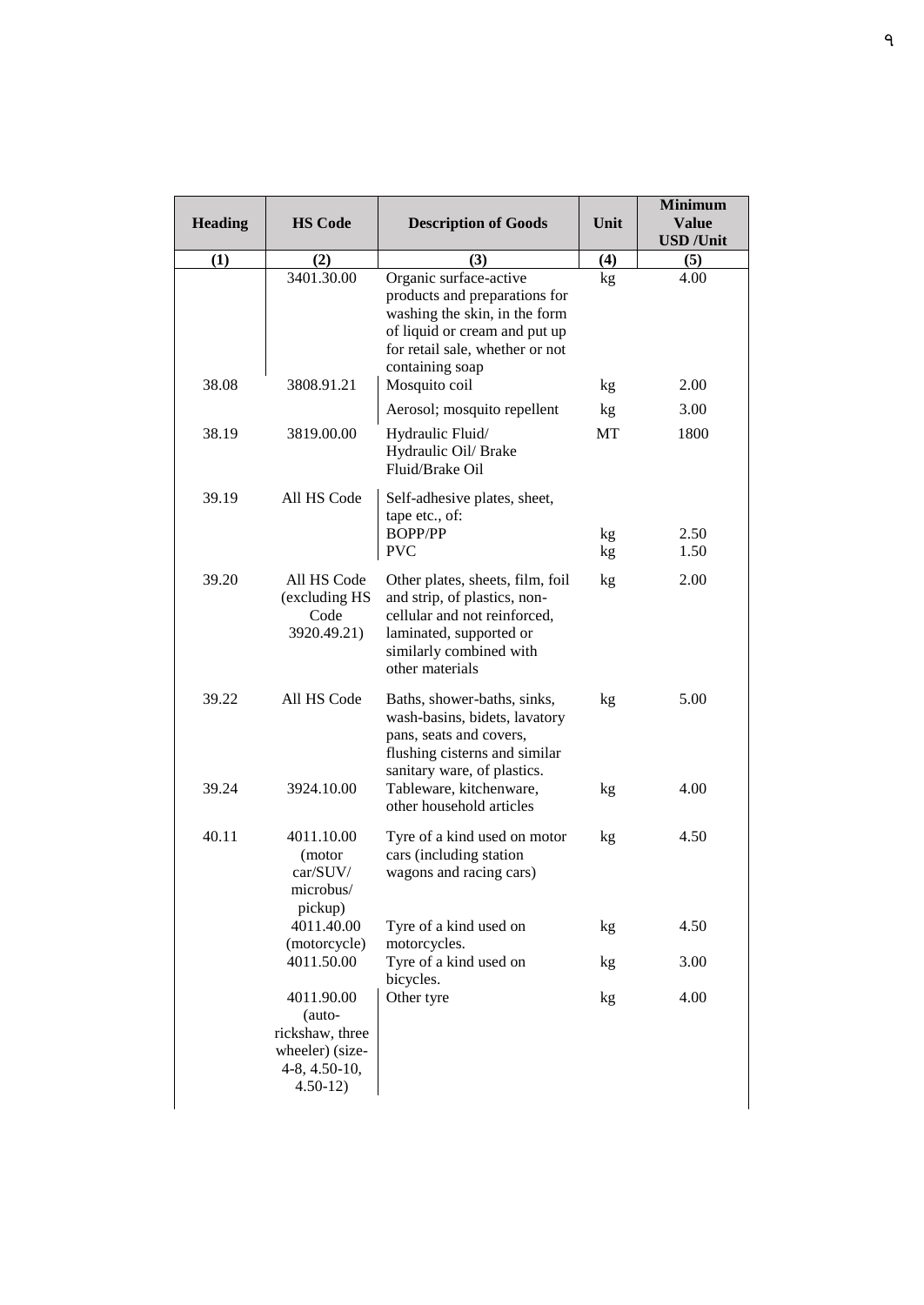| Heading | HS Code | Description of Goods | Unit | Minimum Value USD /Unit |
|---|---|---|---|---|
| (1) | (2) | (3) | (4) | (5) |
| | 3401.30.00 | Organic surface-active products and preparations for washing the skin, in the form of liquid or cream and put up for retail sale, whether or not containing soap | kg | 4.00 |
| 38.08 | 3808.91.21 | Mosquito coil | kg | 2.00 |
| | | Aerosol; mosquito repellent | kg | 3.00 |
| 38.19 | 3819.00.00 | Hydraulic Fluid/ Hydraulic Oil/ Brake Fluid/Brake Oil | MT | 1800 |
| 39.19 | All HS Code | Self-adhesive plates, sheet, tape etc., of: | | |
| | | BOPP/PP | kg | 2.50 |
| | | PVC | kg | 1.50 |
| 39.20 | All HS Code (excluding HS Code 3920.49.21) | Other plates, sheets, film, foil and strip, of plastics, non-cellular and not reinforced, laminated, supported or similarly combined with other materials | kg | 2.00 |
| 39.22 | All HS Code | Baths, shower-baths, sinks, wash-basins, bidets, lavatory pans, seats and covers, flushing cisterns and similar sanitary ware, of plastics. | kg | 5.00 |
| 39.24 | 3924.10.00 | Tableware, kitchenware, other household articles | kg | 4.00 |
| 40.11 | 4011.10.00 (motor car/SUV/ microbus/ pickup) | Tyre of a kind used on motor cars (including station wagons and racing cars) | kg | 4.50 |
| | 4011.40.00 (motorcycle) | Tyre of a kind used on motorcycles. | kg | 4.50 |
| | 4011.50.00 | Tyre of a kind used on bicycles. | kg | 3.00 |
| | 4011.90.00 (auto-rickshaw, three wheeler) (size-4-8, 4.50-10, 4.50-12) | Other tyre | kg | 4.00 |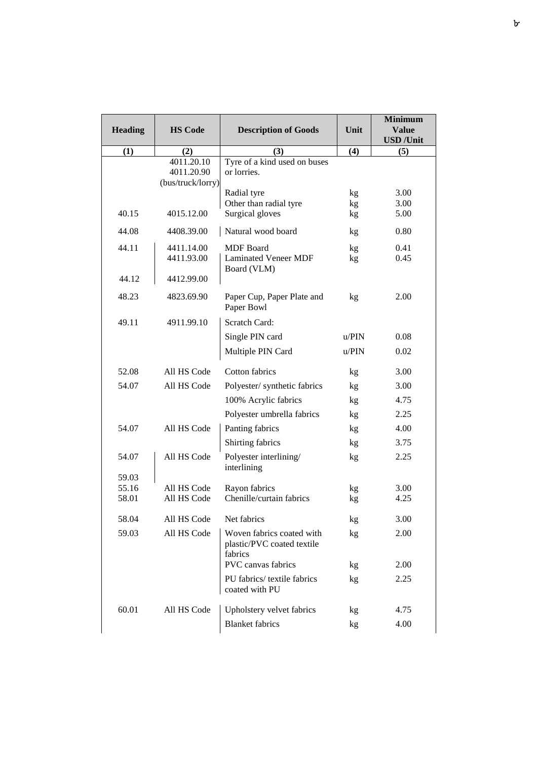| Heading | HS Code | Description of Goods | Unit | Minimum Value USD /Unit |
|---|---|---|---|---|
| (1) | (2) | (3) | (4) | (5) |
| | 4011.20.10 4011.20.90 (bus/truck/lorry) | Tyre of a kind used on buses or lorries. | | |
| | | Radial tyre | kg | 3.00 |
| | | Other than radial tyre | kg | 3.00 |
| 40.15 | 4015.12.00 | Surgical gloves | kg | 5.00 |
| 44.08 | 4408.39.00 | Natural wood board | kg | 0.80 |
| 44.11 | 4411.14.00 | MDF Board | kg | 0.41 |
| | 4411.93.00 | Laminated Veneer MDF Board (VLM) | kg | 0.45 |
| 44.12 | 4412.99.00 | | | |
| 48.23 | 4823.69.90 | Paper Cup, Paper Plate and Paper Bowl | kg | 2.00 |
| 49.11 | 4911.99.10 | Scratch Card: | | |
| | | Single PIN card | u/PIN | 0.08 |
| | | Multiple PIN Card | u/PIN | 0.02 |
| 52.08 | All HS Code | Cotton fabrics | kg | 3.00 |
| 54.07 | All HS Code | Polyester/ synthetic fabrics | kg | 3.00 |
| | | 100% Acrylic fabrics | kg | 4.75 |
| | | Polyester umbrella fabrics | kg | 2.25 |
| 54.07 | All HS Code | Panting fabrics | kg | 4.00 |
| | | Shirting fabrics | kg | 3.75 |
| 54.07 59.03 | All HS Code | Polyester interlining/ interlining | kg | 2.25 |
| 55.16 | All HS Code | Rayon fabrics | kg | 3.00 |
| 58.01 | All HS Code | Chenille/curtain fabrics | kg | 4.25 |
| 58.04 | All HS Code | Net fabrics | kg | 3.00 |
| 59.03 | All HS Code | Woven fabrics coated with plastic/PVC coated textile fabrics | kg | 2.00 |
| | | PVC canvas fabrics | kg | 2.00 |
| | | PU fabrics/ textile fabrics coated with PU | kg | 2.25 |
| 60.01 | All HS Code | Upholstery velvet fabrics | kg | 4.75 |
| | | Blanket fabrics | kg | 4.00 |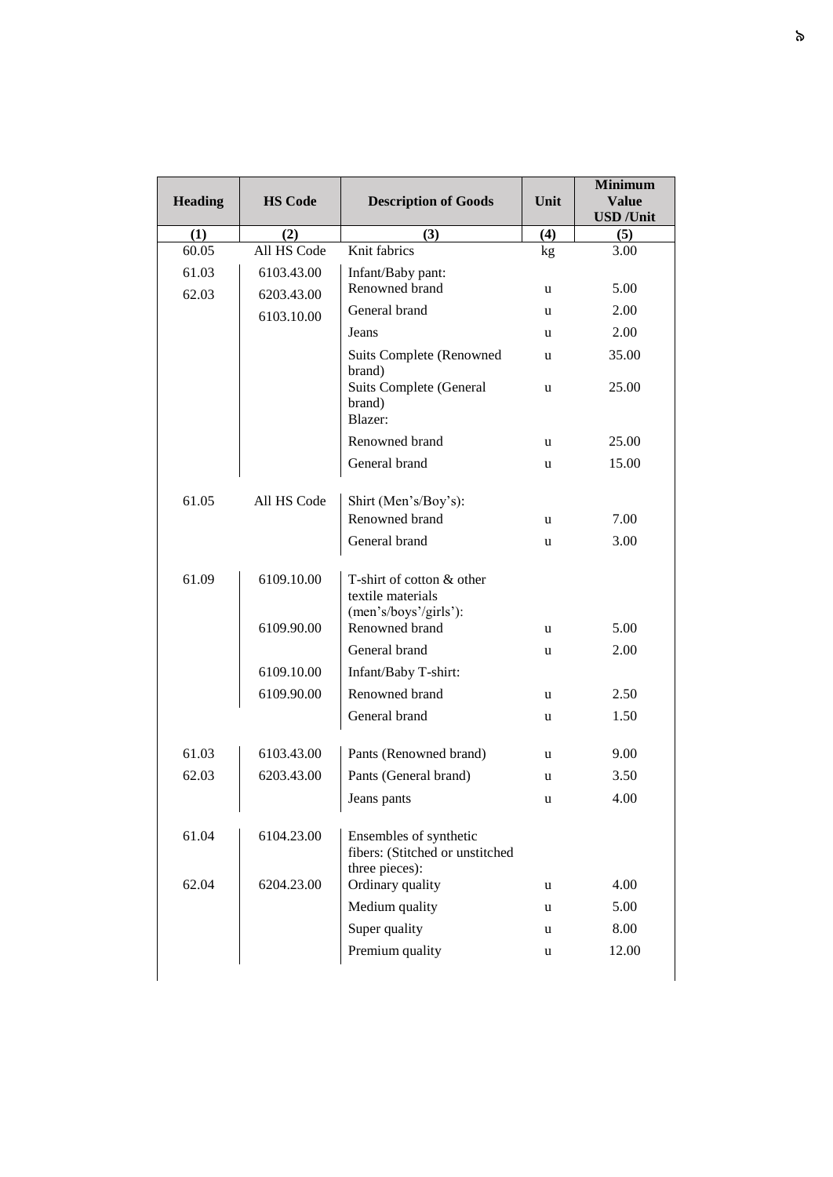| Heading | HS Code | Description of Goods | Unit | Minimum Value USD /Unit |
|---|---|---|---|---|
| (1) | (2) | (3) | (4) | (5) |
| 60.05 | All HS Code | Knit fabrics | kg | 3.00 |
| 61.03 | 6103.43.00 | Infant/Baby pant: | | |
| 62.03 | 6203.43.00 | Renowned brand | u | 5.00 |
| | 6103.10.00 | General brand | u | 2.00 |
| | | Jeans | u | 2.00 |
| | | Suits Complete (Renowned brand) | u | 35.00 |
| | | Suits Complete (General brand) | u | 25.00 |
| | | Blazer: | | |
| | | Renowned brand | u | 25.00 |
| | | General brand | u | 15.00 |
| 61.05 | All HS Code | Shirt (Men's/Boy's): | | |
| | | Renowned brand | u | 7.00 |
| | | General brand | u | 3.00 |
| 61.09 | 6109.10.00 | T-shirt of cotton & other textile materials (men's/boys'/girls'): | | |
| | 6109.90.00 | Renowned brand | u | 5.00 |
| | | General brand | u | 2.00 |
| | 6109.10.00 | Infant/Baby T-shirt: | | |
| | 6109.90.00 | Renowned brand | u | 2.50 |
| | | General brand | u | 1.50 |
| 61.03 | 6103.43.00 | Pants (Renowned brand) | u | 9.00 |
| 62.03 | 6203.43.00 | Pants (General brand) | u | 3.50 |
| | | Jeans pants | u | 4.00 |
| 61.04 | 6104.23.00 | Ensembles of synthetic fibers: (Stitched or unstitched three pieces): | | |
| 62.04 | 6204.23.00 | Ordinary quality | u | 4.00 |
| | | Medium quality | u | 5.00 |
| | | Super quality | u | 8.00 |
| | | Premium quality | u | 12.00 |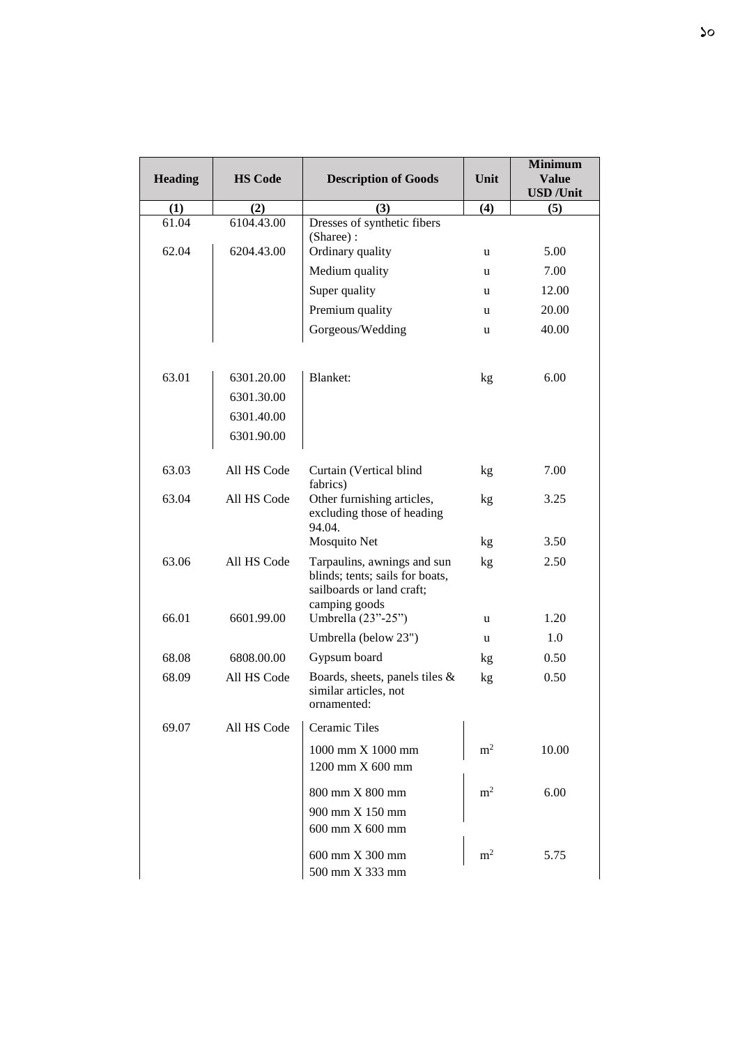| Heading | HS Code | Description of Goods | Unit | Minimum Value USD /Unit |
|---|---|---|---|---|
| (1) | (2) | (3) | (4) | (5) |
| 61.04 | 6104.43.00 | Dresses of synthetic fibers (Sharee) : | | |
| 62.04 | 6204.43.00 | Ordinary quality | u | 5.00 |
| | | Medium quality | u | 7.00 |
| | | Super quality | u | 12.00 |
| | | Premium quality | u | 20.00 |
| | | Gorgeous/Wedding | u | 40.00 |
| 63.01 | 6301.20.00<br>6301.30.00<br>6301.40.00<br>6301.90.00 | Blanket: | kg | 6.00 |
| 63.03 | All HS Code | Curtain (Vertical blind fabrics) | kg | 7.00 |
| 63.04 | All HS Code | Other furnishing articles, excluding those of heading 94.04. | kg | 3.25 |
| | | Mosquito Net | kg | 3.50 |
| 63.06 | All HS Code | Tarpaulins, awnings and sun blinds; tents; sails for boats, sailboards or land craft; camping goods | kg | 2.50 |
| 66.01 | 6601.99.00 | Umbrella (23"-25") | u | 1.20 |
| | | Umbrella (below 23") | u | 1.0 |
| 68.08 | 6808.00.00 | Gypsum board | kg | 0.50 |
| 68.09 | All HS Code | Boards, sheets, panels tiles & similar articles, not ornamented: | kg | 0.50 |
| 69.07 | All HS Code | Ceramic Tiles | | |
| | | 1000 mm X 1000 mm<br>1200 mm X 600 mm | $m^2$ | 10.00 |
| | | 800 mm X 800 mm<br>900 mm X 150 mm<br>600 mm X 600 mm | $m^2$ | 6.00 |
| | | 600 mm X 300 mm<br>500 mm X 333 mm | $m^2$ | 5.75 |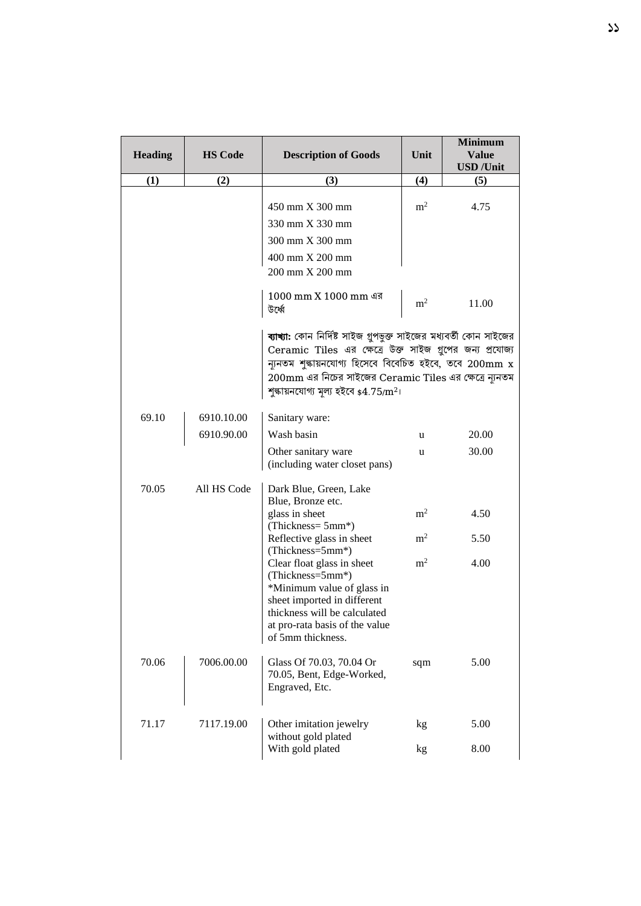| Heading | HS Code | Description of Goods | Unit | Minimum Value USD /Unit |
|---|---|---|---|---|
| (1) | (2) | (3) | (4) | (5) |
| | | 450 mm X 300 mm<br>330 mm X 330 mm<br>300 mm X 300 mm<br>400 mm X 200 mm<br>200 mm X 200 mm | $m^2$ | 4.75 |
| | | 1000 mm X 1000 mm এর উর্ধ্বে | $m^2$ | 11.00 |
| | | **ব্যাখ্যা:** কোন নির্দিষ্ট সাইজ গ্রুপভুক্ত সাইজের মধ্যবর্তী কোন সাইজের Ceramic Tiles এর ক্ষেত্রে উক্ত সাইজ গ্রুপের জন্য প্রযোজ্য ন্যূনতম শুল্কায়নযোগ্য হিসেবে বিবেচিত হইবে, তবে 200mm x 200mm এর নিচের সাইজের Ceramic Tiles এর ক্ষেত্রে ন্যূনতম শুল্কায়নযোগ্য মূল্য হইবে \$4.75/$m^2$। | | |
| 69.10 | 6910.10.00<br>6910.90.00 | Sanitary ware:<br>Wash basin | u | 20.00 |
| | | Other sanitary ware (including water closet pans) | u | 30.00 |
| 70.05 | All HS Code | Dark Blue, Green, Lake Blue, Bronze etc. glass in sheet (Thickness= 5mm*) | $m^2$ | 4.50 |
| | | Reflective glass in sheet (Thickness=5mm*) | $m^2$ | 5.50 |
| | | Clear float glass in sheet (Thickness=5mm*)<br>*Minimum value of glass in sheet imported in different thickness will be calculated at pro-rata basis of the value of 5mm thickness. | $m^2$ | 4.00 |
| 70.06 | 7006.00.00 | Glass Of 70.03, 70.04 Or 70.05, Bent, Edge-Worked, Engraved, Etc. | sqm | 5.00 |
| 71.17 | 7117.19.00 | Other imitation jewelry without gold plated | kg | 5.00 |
| | | With gold plated | kg | 8.00 |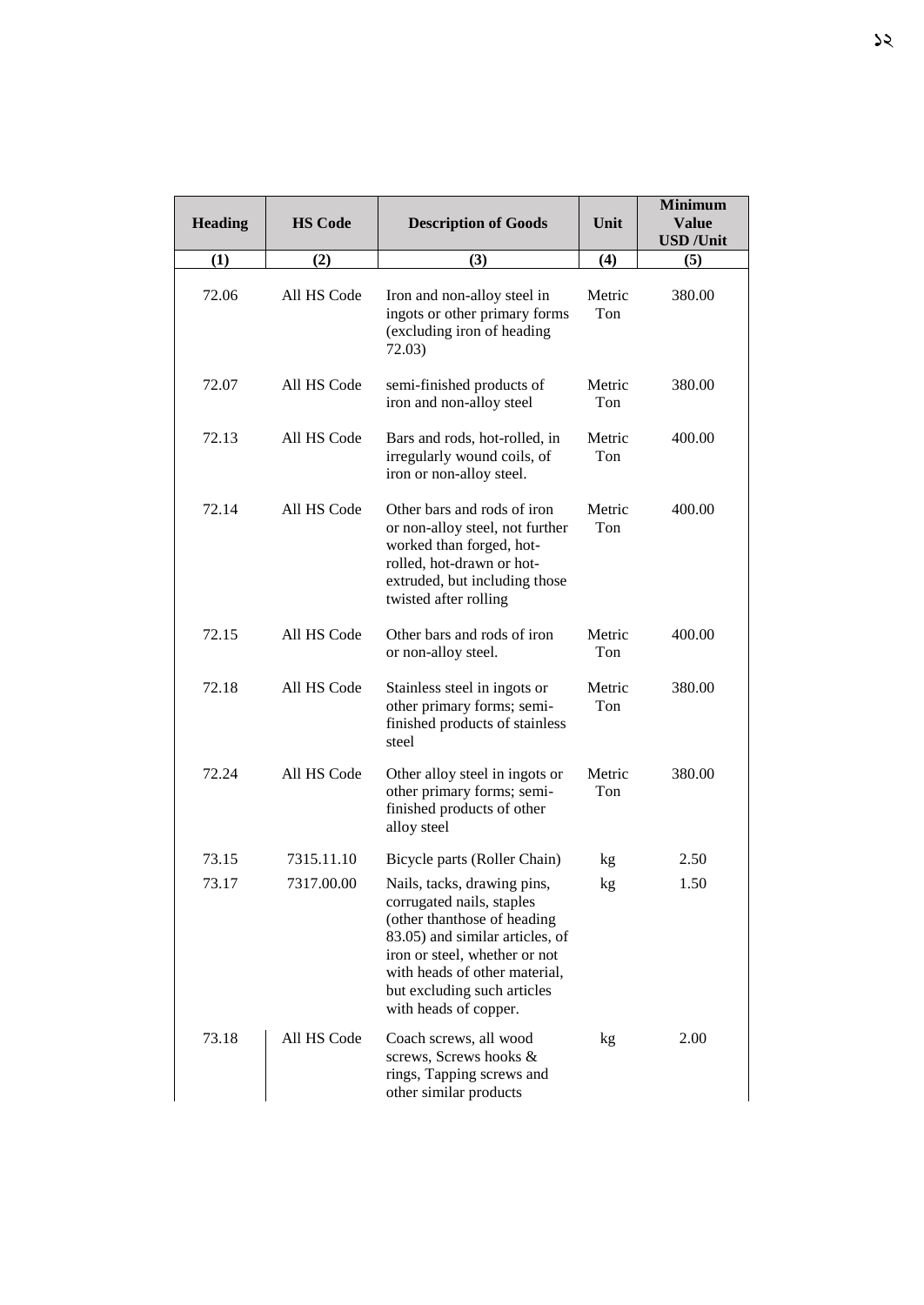| Heading | HS Code | Description of Goods | Unit | Minimum Value USD /Unit |
|---|---|---|---|---|
| (1) | (2) | (3) | (4) | (5) |
| 72.06 | All HS Code | Iron and non-alloy steel in ingots or other primary forms (excluding iron of heading 72.03) | Metric Ton | 380.00 |
| 72.07 | All HS Code | semi-finished products of iron and non-alloy steel | Metric Ton | 380.00 |
| 72.13 | All HS Code | Bars and rods, hot-rolled, in irregularly wound coils, of iron or non-alloy steel. | Metric Ton | 400.00 |
| 72.14 | All HS Code | Other bars and rods of iron or non-alloy steel, not further worked than forged, hot-rolled, hot-drawn or hot-extruded, but including those twisted after rolling | Metric Ton | 400.00 |
| 72.15 | All HS Code | Other bars and rods of iron or non-alloy steel. | Metric Ton | 400.00 |
| 72.18 | All HS Code | Stainless steel in ingots or other primary forms; semi-finished products of stainless steel | Metric Ton | 380.00 |
| 72.24 | All HS Code | Other alloy steel in ingots or other primary forms; semi-finished products of other alloy steel | Metric Ton | 380.00 |
| 73.15 | 7315.11.10 | Bicycle parts (Roller Chain) | kg | 2.50 |
| 73.17 | 7317.00.00 | Nails, tacks, drawing pins, corrugated nails, staples (other thanthose of heading 83.05) and similar articles, of iron or steel, whether or not with heads of other material, but excluding such articles with heads of copper. | kg | 1.50 |
| 73.18 | All HS Code | Coach screws, all wood screws, Screws hooks & rings, Tapping screws and other similar products | kg | 2.00 |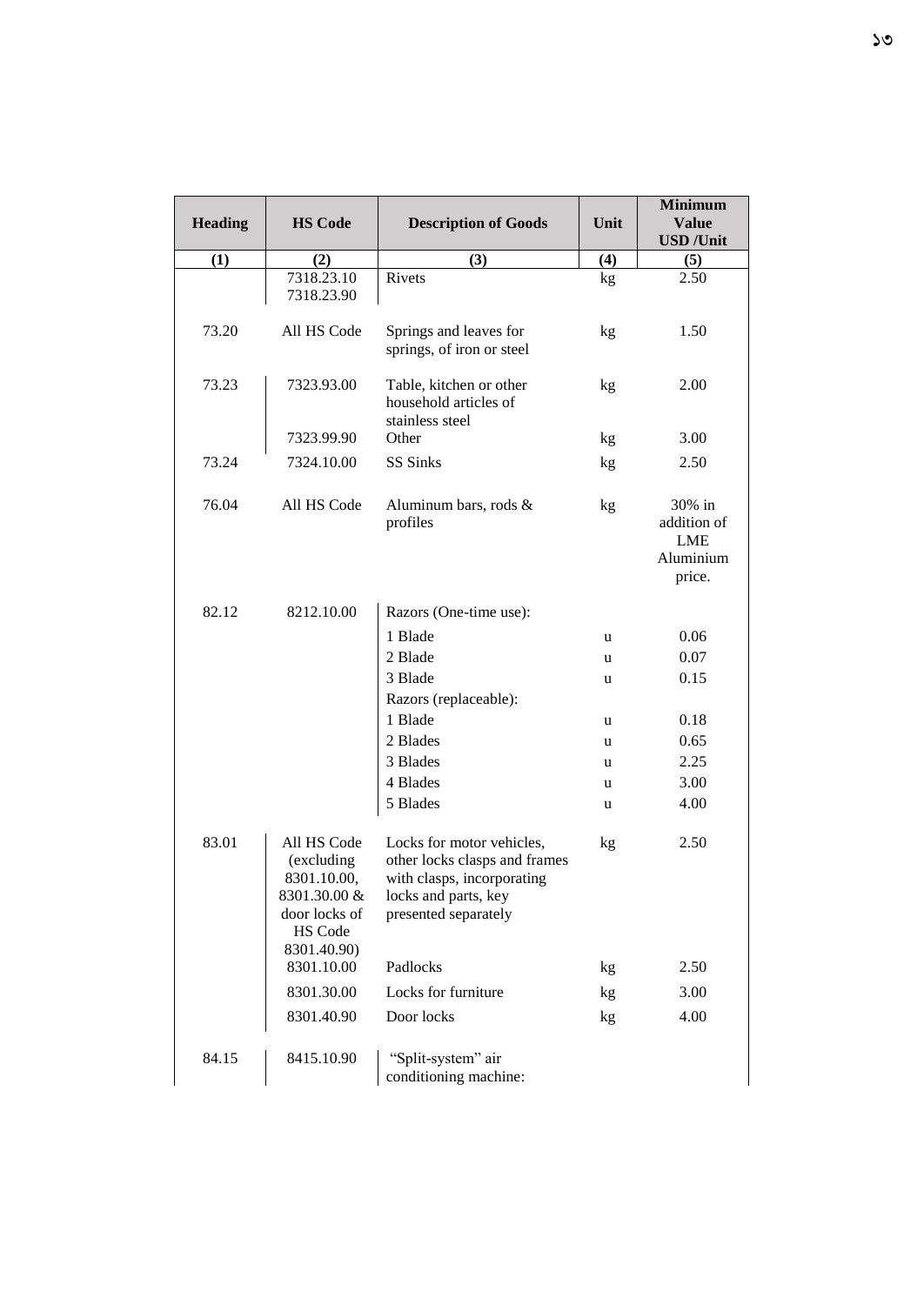| Heading | HS Code | Description of Goods | Unit | Minimum Value USD /Unit |
|---|---|---|---|---|
| (1) | (2) | (3) | (4) | (5) |
| | 7318.23.10 7318.23.90 | Rivets | kg | 2.50 |
| 73.20 | All HS Code | Springs and leaves for springs, of iron or steel | kg | 1.50 |
| 73.23 | 7323.93.00 | Table, kitchen or other household articles of stainless steel | kg | 2.00 |
| | 7323.99.90 | Other | kg | 3.00 |
| 73.24 | 7324.10.00 | SS Sinks | kg | 2.50 |
| 76.04 | All HS Code | Aluminum bars, rods & profiles | kg | 30% in addition of LME Aluminium price. |
| 82.12 | 8212.10.00 | Razors (One-time use): | | |
| | | 1 Blade | u | 0.06 |
| | | 2 Blade | u | 0.07 |
| | | 3 Blade | u | 0.15 |
| | | Razors (replaceable): | | |
| | | 1 Blade | u | 0.18 |
| | | 2 Blades | u | 0.65 |
| | | 3 Blades | u | 2.25 |
| | | 4 Blades | u | 3.00 |
| | | 5 Blades | u | 4.00 |
| 83.01 | All HS Code (excluding 8301.10.00, 8301.30.00 & door locks of HS Code 8301.40.90) | Locks for motor vehicles, other locks clasps and frames with clasps, incorporating locks and parts, key presented separately | kg | 2.50 |
| | 8301.10.00 | Padlocks | kg | 2.50 |
| | 8301.30.00 | Locks for furniture | kg | 3.00 |
| | 8301.40.90 | Door locks | kg | 4.00 |
| 84.15 | 8415.10.90 | "Split-system" air conditioning machine: | | |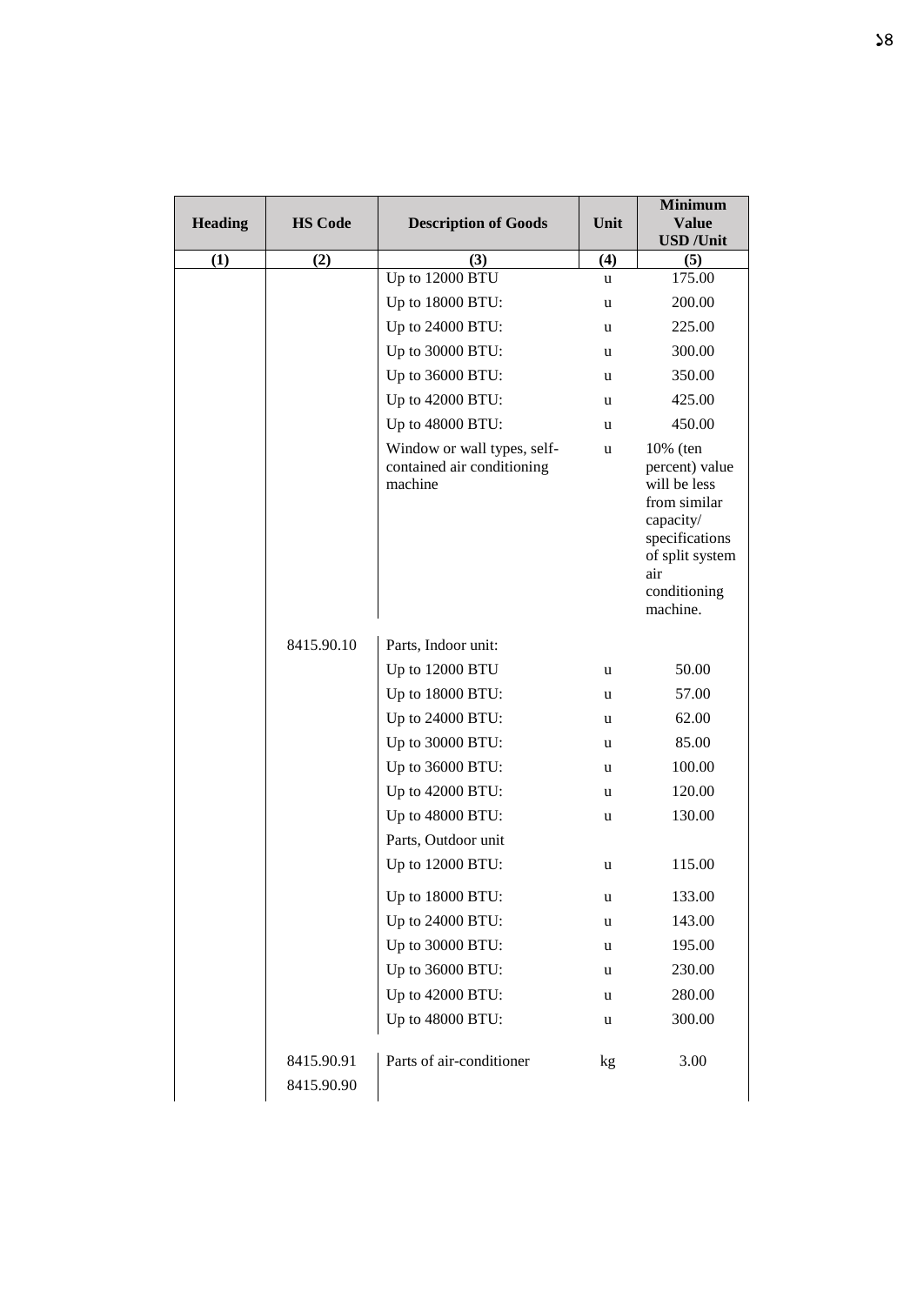| Heading | HS Code | Description of Goods | Unit | Minimum Value USD /Unit |
|---|---|---|---|---|
| (1) | (2) | (3) | (4) | (5) |
| | | Up to 12000 BTU | u | 175.00 |
| | | Up to 18000 BTU: | u | 200.00 |
| | | Up to 24000 BTU: | u | 225.00 |
| | | Up to 30000 BTU: | u | 300.00 |
| | | Up to 36000 BTU: | u | 350.00 |
| | | Up to 42000 BTU: | u | 425.00 |
| | | Up to 48000 BTU: | u | 450.00 |
| | | Window or wall types, self-contained air conditioning machine | u | 10% (ten percent) value will be less from similar capacity/ specifications of split system air conditioning machine. |
| | 8415.90.10 | Parts, Indoor unit: | | |
| | | Up to 12000 BTU | u | 50.00 |
| | | Up to 18000 BTU: | u | 57.00 |
| | | Up to 24000 BTU: | u | 62.00 |
| | | Up to 30000 BTU: | u | 85.00 |
| | | Up to 36000 BTU: | u | 100.00 |
| | | Up to 42000 BTU: | u | 120.00 |
| | | Up to 48000 BTU: | u | 130.00 |
| | | Parts, Outdoor unit | | |
| | | Up to 12000 BTU: | u | 115.00 |
| | | Up to 18000 BTU: | u | 133.00 |
| | | Up to 24000 BTU: | u | 143.00 |
| | | Up to 30000 BTU: | u | 195.00 |
| | | Up to 36000 BTU: | u | 230.00 |
| | | Up to 42000 BTU: | u | 280.00 |
| | | Up to 48000 BTU: | u | 300.00 |
| | 8415.90.91<br>8415.90.90 | Parts of air-conditioner | kg | 3.00 |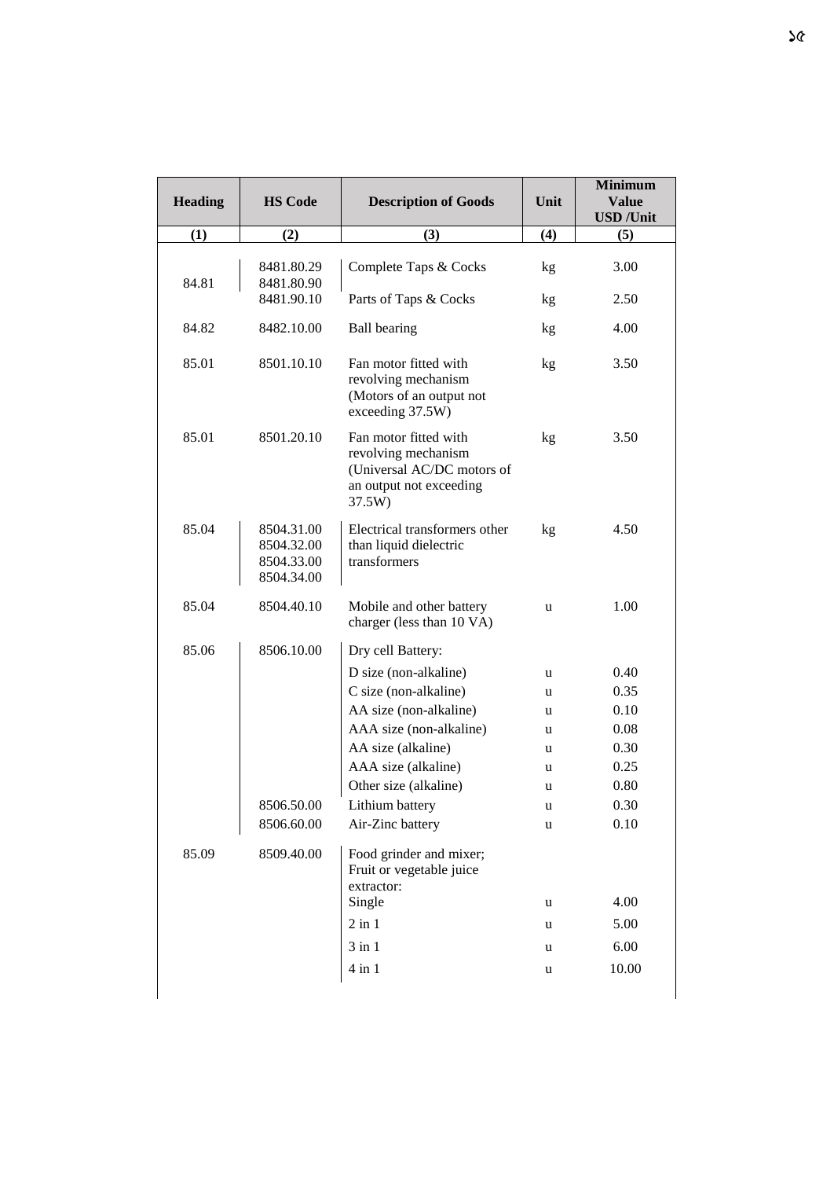| Heading | HS Code | Description of Goods | Unit | Minimum Value USD /Unit |
|---|---|---|---|---|
| (1) | (2) | (3) | (4) | (5) |
| 84.81 | 8481.80.29<br>8481.80.90 | Complete Taps & Cocks | kg | 3.00 |
| | 8481.90.10 | Parts of Taps & Cocks | kg | 2.50 |
| 84.82 | 8482.10.00 | Ball bearing | kg | 4.00 |
| 85.01 | 8501.10.10 | Fan motor fitted with revolving mechanism (Motors of an output not exceeding 37.5W) | kg | 3.50 |
| 85.01 | 8501.20.10 | Fan motor fitted with revolving mechanism (Universal AC/DC motors of an output not exceeding 37.5W) | kg | 3.50 |
| 85.04 | 8504.31.00<br>8504.32.00<br>8504.33.00<br>8504.34.00 | Electrical transformers other than liquid dielectric transformers | kg | 4.50 |
| 85.04 | 8504.40.10 | Mobile and other battery charger (less than 10 VA) | u | 1.00 |
| 85.06 | 8506.10.00 | Dry cell Battery: | | |
| | | D size (non-alkaline) | u | 0.40 |
| | | C size (non-alkaline) | u | 0.35 |
| | | AA size (non-alkaline) | u | 0.10 |
| | | AAA size (non-alkaline) | u | 0.08 |
| | | AA size (alkaline) | u | 0.30 |
| | | AAA size (alkaline) | u | 0.25 |
| | | Other size (alkaline) | u | 0.80 |
| | 8506.50.00 | Lithium battery | u | 0.30 |
| | 8506.60.00 | Air-Zinc battery | u | 0.10 |
| 85.09 | 8509.40.00 | Food grinder and mixer; Fruit or vegetable juice extractor: | | |
| | | Single | u | 4.00 |
| | | 2 in 1 | u | 5.00 |
| | | 3 in 1 | u | 6.00 |
| | | 4 in 1 | u | 10.00 |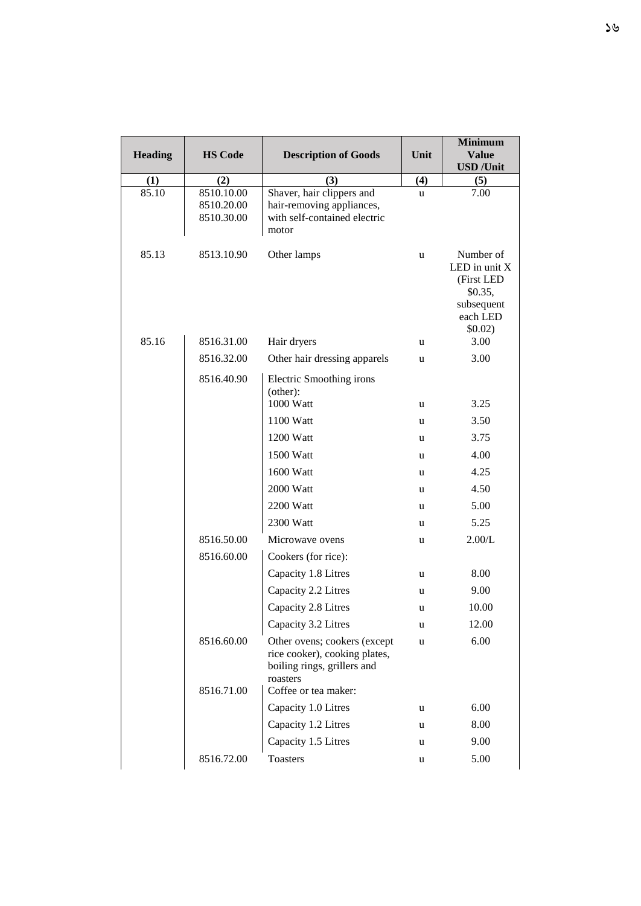| Heading | HS Code | Description of Goods | Unit | Minimum Value USD /Unit |
|---|---|---|---|---|
| (1) | (2) | (3) | (4) | (5) |
| 85.10 | 8510.10.00 8510.20.00 8510.30.00 | Shaver, hair clippers and hair-removing appliances, with self-contained electric motor | u | 7.00 |
| 85.13 | 8513.10.90 | Other lamps | u | Number of LED in unit X (First LED $0.35, subsequent each LED $0.02) |
| 85.16 | 8516.31.00 | Hair dryers | u | 3.00 |
| | 8516.32.00 | Other hair dressing apparels | u | 3.00 |
| | 8516.40.90 | Electric Smoothing irons (other): | | |
| | | 1000 Watt | u | 3.25 |
| | | 1100 Watt | u | 3.50 |
| | | 1200 Watt | u | 3.75 |
| | | 1500 Watt | u | 4.00 |
| | | 1600 Watt | u | 4.25 |
| | | 2000 Watt | u | 4.50 |
| | | 2200 Watt | u | 5.00 |
| | | 2300 Watt | u | 5.25 |
| | 8516.50.00 | Microwave ovens | u | 2.00/L |
| | 8516.60.00 | Cookers (for rice): | | |
| | | Capacity 1.8 Litres | u | 8.00 |
| | | Capacity 2.2 Litres | u | 9.00 |
| | | Capacity 2.8 Litres | u | 10.00 |
| | | Capacity 3.2 Litres | u | 12.00 |
| | 8516.60.00 | Other ovens; cookers (except rice cooker), cooking plates, boiling rings, grillers and roasters | u | 6.00 |
| | 8516.71.00 | Coffee or tea maker: | | |
| | | Capacity 1.0 Litres | u | 6.00 |
| | | Capacity 1.2 Litres | u | 8.00 |
| | | Capacity 1.5 Litres | u | 9.00 |
| | 8516.72.00 | Toasters | u | 5.00 |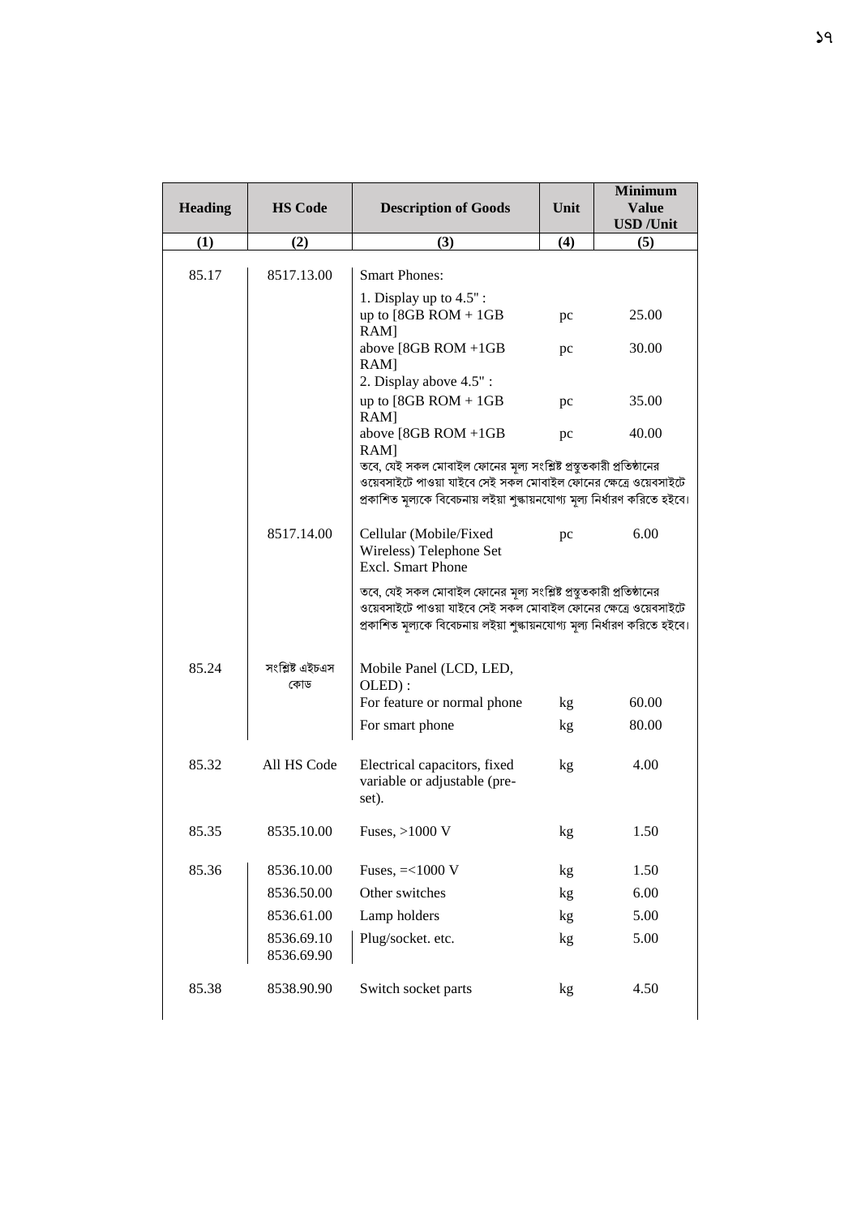| Heading | HS Code | Description of Goods | Unit | Minimum Value USD /Unit |
|---|---|---|---|---|
| (1) | (2) | (3) | (4) | (5) |
| 85.17 | 8517.13.00 | Smart Phones: | | |
| | | 1. Display up to 4.5" : | | |
| | | up to [8GB ROM + 1GB RAM] | pc | 25.00 |
| | | above [8GB ROM +1GB RAM] | pc | 30.00 |
| | | 2. Display above 4.5" : | | |
| | | up to [8GB ROM + 1GB RAM] | pc | 35.00 |
| | | above [8GB ROM +1GB RAM] | pc | 40.00 |
| | | তবে, যেই সকল মোবাইল ফোনের মূল্য সংশ্লিষ্ট প্রস্তুতকারী প্রতিষ্ঠানের ওয়েবসাইটে পাওয়া যাইবে সেই সকল মোবাইল ফোনের ক্ষেত্রে ওয়েবসাইটে প্রকাশিত মূল্যকে বিবেচনায় লইয়া শুল্কায়নযোগ্য মূল্য নির্ধারণ করিতে হইবে। | | |
| | 8517.14.00 | Cellular (Mobile/Fixed Wireless) Telephone Set Excl. Smart Phone | pc | 6.00 |
| | | তবে, যেই সকল মোবাইল ফোনের মূল্য সংশ্লিষ্ট প্রস্তুতকারী প্রতিষ্ঠানের ওয়েবসাইটে পাওয়া যাইবে সেই সকল মোবাইল ফোনের ক্ষেত্রে ওয়েবসাইটে প্রকাশিত মূল্যকে বিবেচনায় লইয়া শুল্কায়নযোগ্য মূল্য নির্ধারণ করিতে হইবে। | | |
| 85.24 | সংশ্লিষ্ট এইচএস কোড | Mobile Panel (LCD, LED, OLED) : | | |
| | | For feature or normal phone | kg | 60.00 |
| | | For smart phone | kg | 80.00 |
| 85.32 | All HS Code | Electrical capacitors, fixed variable or adjustable (pre-set). | kg | 4.00 |
| 85.35 | 8535.10.00 | Fuses, >1000 V | kg | 1.50 |
| 85.36 | 8536.10.00 | Fuses, =<1000 V | kg | 1.50 |
| | 8536.50.00 | Other switches | kg | 6.00 |
| | 8536.61.00 | Lamp holders | kg | 5.00 |
| | 8536.69.10 8536.69.90 | Plug/socket. etc. | kg | 5.00 |
| 85.38 | 8538.90.90 | Switch socket parts | kg | 4.50 |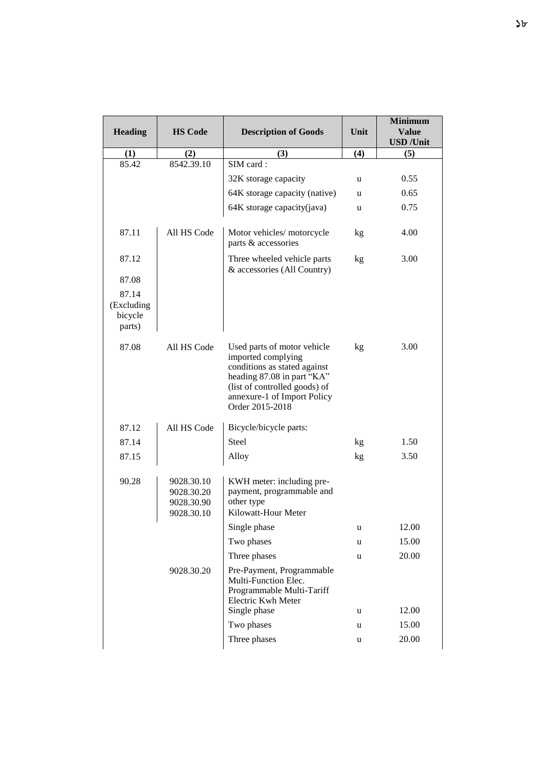| Heading | HS Code | Description of Goods | Unit | Minimum Value USD /Unit |
|---|---|---|---|---|
| (1) | (2) | (3) | (4) | (5) |
| 85.42 | 8542.39.10 | SIM card : | | |
| | | 32K storage capacity | u | 0.55 |
| | | 64K storage capacity (native) | u | 0.65 |
| | | 64K storage capacity(java) | u | 0.75 |
| 87.11 | All HS Code | Motor vehicles/ motorcycle parts & accessories | kg | 4.00 |
| 87.12 | | Three wheeled vehicle parts & accessories (All Country) | kg | 3.00 |
| 87.08 | | | | |
| 87.14 (Excluding bicycle parts) | | | | |
| 87.08 | All HS Code | Used parts of motor vehicle imported complying conditions as stated against heading 87.08 in part "KA" (list of controlled goods) of annexure-1 of Import Policy Order 2015-2018 | kg | 3.00 |
| 87.12 | All HS Code | Bicycle/bicycle parts: | | |
| 87.14 | | Steel | kg | 1.50 |
| 87.15 | | Alloy | kg | 3.50 |
| 90.28 | 9028.30.10 9028.30.20 9028.30.90 9028.30.10 | KWH meter: including pre-payment, programmable and other type Kilowatt-Hour Meter | | |
| | | Single phase | u | 12.00 |
| | | Two phases | u | 15.00 |
| | | Three phases | u | 20.00 |
| | 9028.30.20 | Pre-Payment, Programmable Multi-Function Elec. Programmable Multi-Tariff Electric Kwh Meter Single phase | u | 12.00 |
| | | Two phases | u | 15.00 |
| | | Three phases | u | 20.00 |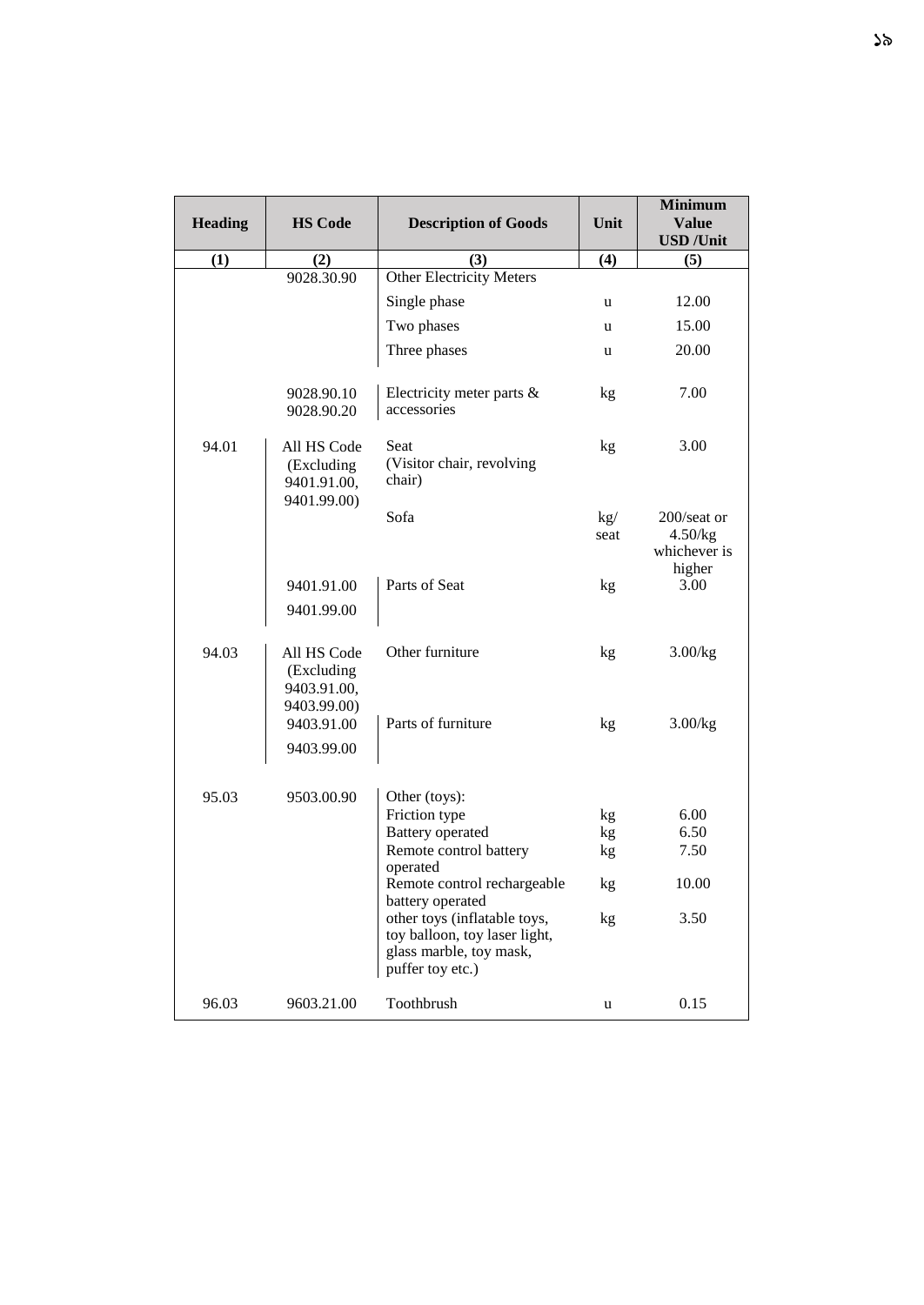| Heading | HS Code | Description of Goods | Unit | Minimum Value USD /Unit |
|---|---|---|---|---|
| (1) | (2) | (3) | (4) | (5) |
| | 9028.30.90 | Other Electricity Meters | | |
| | | Single phase | u | 12.00 |
| | | Two phases | u | 15.00 |
| | | Three phases | u | 20.00 |
| | 9028.90.10<br>9028.90.20 | Electricity meter parts & accessories | kg | 7.00 |
| 94.01 | All HS Code (Excluding 9401.91.00, 9401.99.00) | Seat (Visitor chair, revolving chair) | kg | 3.00 |
| | | Sofa | kg/ seat | 200/seat or 4.50/kg whichever is higher |
| | 9401.91.00<br>9401.99.00 | Parts of Seat | kg | 3.00 |
| 94.03 | All HS Code (Excluding 9403.91.00, 9403.99.00) | Other furniture | kg | 3.00/kg |
| | 9403.91.00<br>9403.99.00 | Parts of furniture | kg | 3.00/kg |
| 95.03 | 9503.00.90 | Other (toys): | | |
| | | Friction type | kg | 6.00 |
| | | Battery operated | kg | 6.50 |
| | | Remote control battery operated | kg | 7.50 |
| | | Remote control rechargeable battery operated | kg | 10.00 |
| | | other toys (inflatable toys, toy balloon, toy laser light, glass marble, toy mask, puffer toy etc.) | kg | 3.50 |
| 96.03 | 9603.21.00 | Toothbrush | u | 0.15 |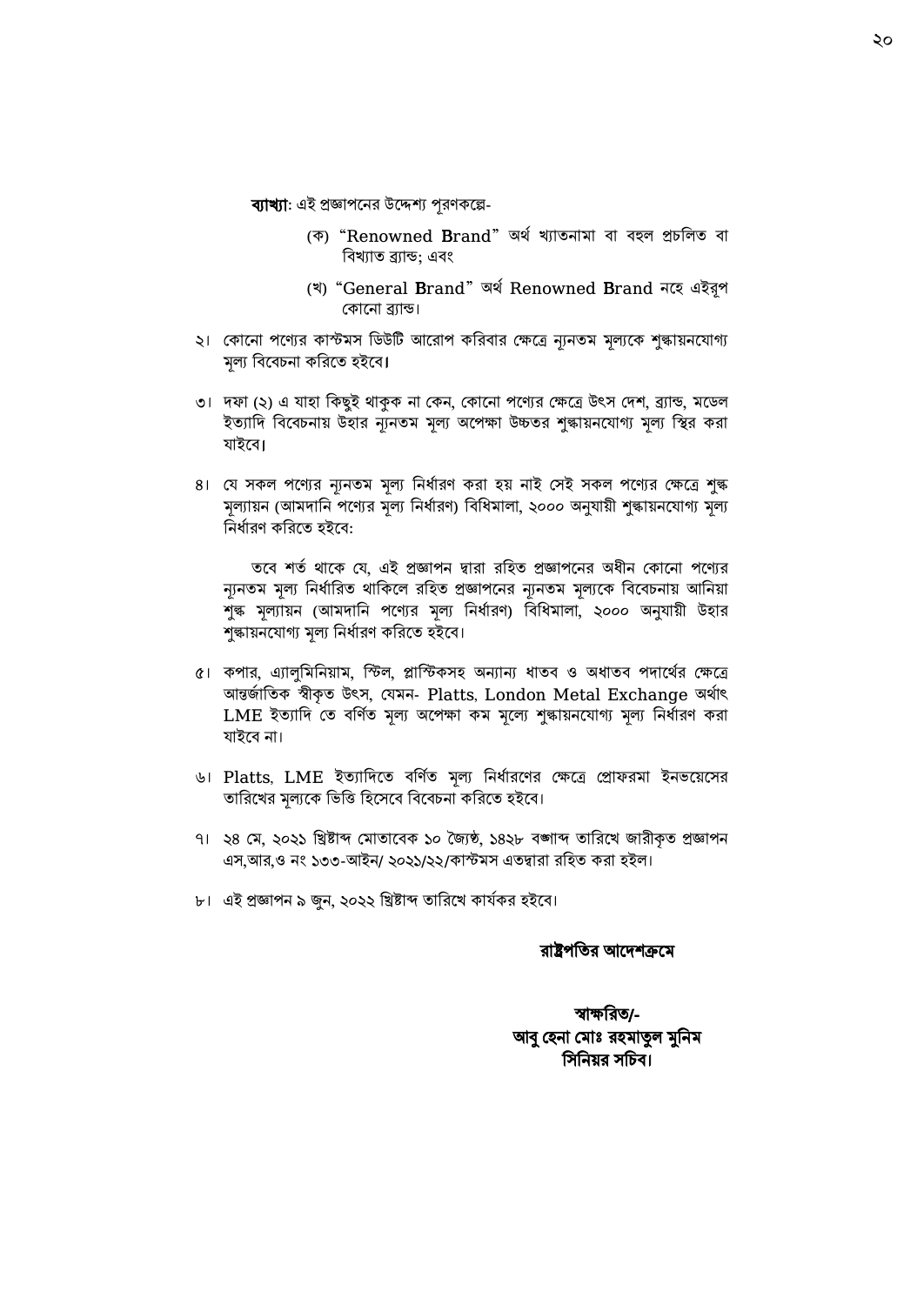**ব্যাখ্যা**: এই প্রজ্ঞাপনের উদ্দেশ্য পূরণকল্পে-

(ক) "Renowned Brand" অর্থ খ্যাতনামা বা বহুল প্রচলিত বা বিখ্যাত ব্র্যান্ড; এবং

(খ) "General Brand" অর্থ Renowned Brand নহে এইরূপ কোনো ব্র্যান্ড।

২। কোনো পণ্যের কাস্টমস ডিউটি আরোপ করিবার ক্ষেত্রে ন্যূনতম মূল্যকে শুল্কায়নযোগ্য মূল্য বিবেচনা করিতে হইবে।

৩। দফা (২) এ যাহা কিছুই থাকুক না কেন, কোনো পণ্যের ক্ষেত্রে উৎস দেশ, ব্র্যান্ড, মডেল ইত্যাদি বিবেচনায় উহার ন্যূনতম মূল্য অপেক্ষা উচ্চতর শুল্কায়নযোগ্য মূল্য স্থির করা যাইবে।

৪। যে সকল পণ্যের ন্যূনতম মূল্য নির্ধারণ করা হয় নাই সেই সকল পণ্যের ক্ষেত্রে শুল্ক মূল্যায়ন (আমদানি পণ্যের মূল্য নির্ধারণ) বিধিমালা, ২০০০ অনুযায়ী শুল্কায়নযোগ্য মূল্য নির্ধারণ করিতে হইবে:

তবে শর্ত থাকে যে, এই প্রজ্ঞাপন দ্বারা রহিত প্রজ্ঞাপনের অধীন কোনো পণ্যের ন্যূনতম মূল্য নির্ধারিত থাকিলে রহিত প্রজ্ঞাপনের ন্যূনতম মূল্যকে বিবেচনায় আনিয়া শুল্ক মূল্যায়ন (আমদানি পণ্যের মূল্য নির্ধারণ) বিধিমালা, ২০০০ অনুযায়ী উহার শুল্কায়নযোগ্য মূল্য নির্ধারণ করিতে হইবে।

৫। কপার, এ্যালুমিনিয়াম, স্টিল, প্লাস্টিকসহ অন্যান্য ধাতব ও অধাতব পদার্থের ক্ষেত্রে আন্তর্জাতিক স্বীকৃত উৎস, যেমন- Platts, London Metal Exchange অর্থাৎ LME ইত্যাদি তে বর্ণিত মূল্য অপেক্ষা কম মূল্যে শুল্কায়নযোগ্য মূল্য নির্ধারণ করা যাইবে না।

৬। Platts, LME ইত্যাদিতে বর্ণিত মূল্য নির্ধারণের ক্ষেত্রে প্রোফরমা ইনভয়েসের তারিখের মূল্যকে ভিত্তি হিসেবে বিবেচনা করিতে হইবে।

৭। ২৪ মে, ২০২১ খ্রিষ্টাব্দ মোতাবেক ১০ জ্যৈষ্ঠ, ১৪২৮ বঙ্গাব্দ তারিখে জারীকৃত প্রজ্ঞাপন এস,আর,ও নং ১৩৩-আইন/ ২০২১/২২/কাস্টমস এতদ্বারা রহিত করা হইল।

৮। এই প্রজ্ঞাপন ৯ জুন, ২০২২ খ্রিষ্টাব্দ তারিখে কার্যকর হইবে।

**রাষ্ট্রপতির আদেশক্রমে**

**স্বাক্ষরিত/-**
**আবু হেনা মোঃ রহমাতুল মুনিম**
**সিনিয়র সচিব।**